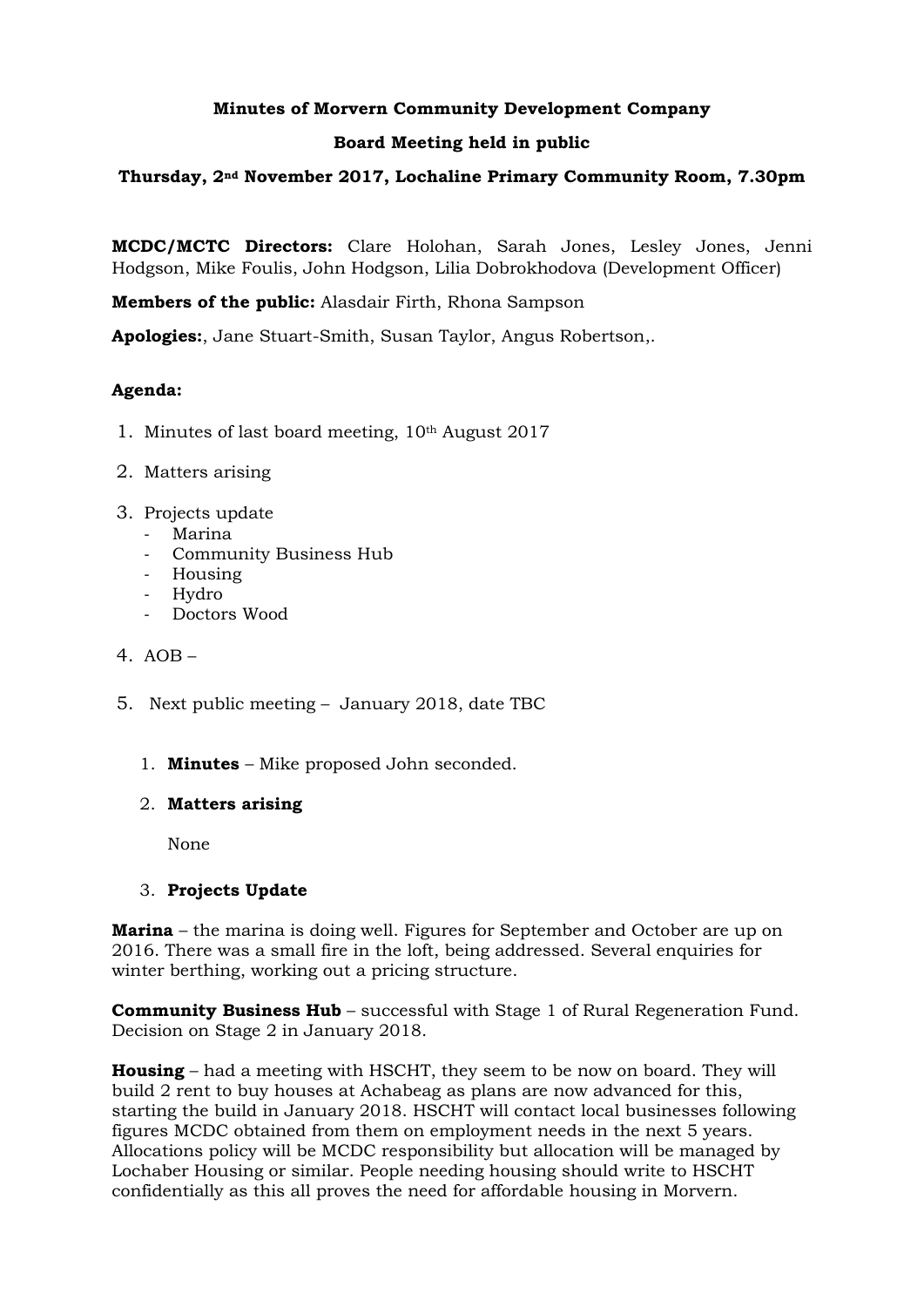**Minutes of Morvern Community Development Company**

**Board Meeting held in public**

**Thursday, 2nd November 2017, Lochaline Primary Community Room, 7.30pm**

**MCDC/MCTC Directors:** Clare Holohan, Sarah Jones, Lesley Jones, Jenni Hodgson, Mike Foulis, John Hodgson, Lilia Dobrokhodova (Development Officer)

**Members of the public:** Alasdair Firth, Rhona Sampson

**Apologies:**, Jane Stuart-Smith, Susan Taylor, Angus Robertson,.

**Agenda:**

1. Minutes of last board meeting, 10th August 2017
2. Matters arising
3. Projects update
   - Marina
   - Community Business Hub
   - Housing
   - Hydro
   - Doctors Wood
4. AOB –
5. Next public meeting – January 2018, date TBC

1. **Minutes** – Mike proposed John seconded.

2. **Matters arising**

   None

3. **Projects Update**

**Marina** – the marina is doing well. Figures for September and October are up on 2016. There was a small fire in the loft, being addressed. Several enquiries for winter berthing, working out a pricing structure.

**Community Business Hub** – successful with Stage 1 of Rural Regeneration Fund. Decision on Stage 2 in January 2018.

**Housing** – had a meeting with HSCHT, they seem to be now on board. They will build 2 rent to buy houses at Achabeag as plans are now advanced for this, starting the build in January 2018. HSCHT will contact local businesses following figures MCDC obtained from them on employment needs in the next 5 years. Allocations policy will be MCDC responsibility but allocation will be managed by Lochaber Housing or similar. People needing housing should write to HSCHT confidentially as this all proves the need for affordable housing in Morvern.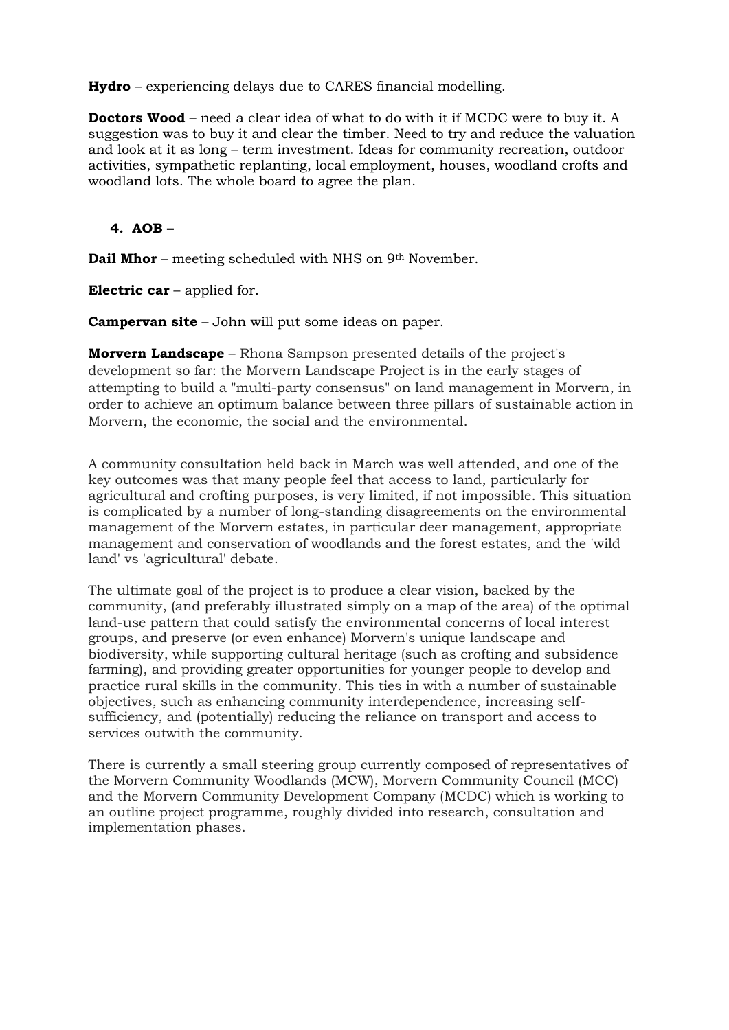**Hydro** – experiencing delays due to CARES financial modelling.

**Doctors Wood** – need a clear idea of what to do with it if MCDC were to buy it. A suggestion was to buy it and clear the timber. Need to try and reduce the valuation and look at it as long – term investment. Ideas for community recreation, outdoor activities, sympathetic replanting, local employment, houses, woodland crofts and woodland lots. The whole board to agree the plan.

4. **AOB –**

**Dail Mhor** – meeting scheduled with NHS on 9th November.

**Electric car** – applied for.

**Campervan site** – John will put some ideas on paper.

**Morvern Landscape** – Rhona Sampson presented details of the project's development so far: the Morvern Landscape Project is in the early stages of attempting to build a "multi-party consensus" on land management in Morvern, in order to achieve an optimum balance between three pillars of sustainable action in Morvern, the economic, the social and the environmental.

A community consultation held back in March was well attended, and one of the key outcomes was that many people feel that access to land, particularly for agricultural and crofting purposes, is very limited, if not impossible. This situation is complicated by a number of long-standing disagreements on the environmental management of the Morvern estates, in particular deer management, appropriate management and conservation of woodlands and the forest estates, and the 'wild land' vs 'agricultural' debate.

The ultimate goal of the project is to produce a clear vision, backed by the community, (and preferably illustrated simply on a map of the area) of the optimal land-use pattern that could satisfy the environmental concerns of local interest groups, and preserve (or even enhance) Morvern's unique landscape and biodiversity, while supporting cultural heritage (such as crofting and subsidence farming), and providing greater opportunities for younger people to develop and practice rural skills in the community. This ties in with a number of sustainable objectives, such as enhancing community interdependence, increasing self-sufficiency, and (potentially) reducing the reliance on transport and access to services outwith the community.

There is currently a small steering group currently composed of representatives of the Morvern Community Woodlands (MCW), Morvern Community Council (MCC) and the Morvern Community Development Company (MCDC) which is working to an outline project programme, roughly divided into research, consultation and implementation phases.